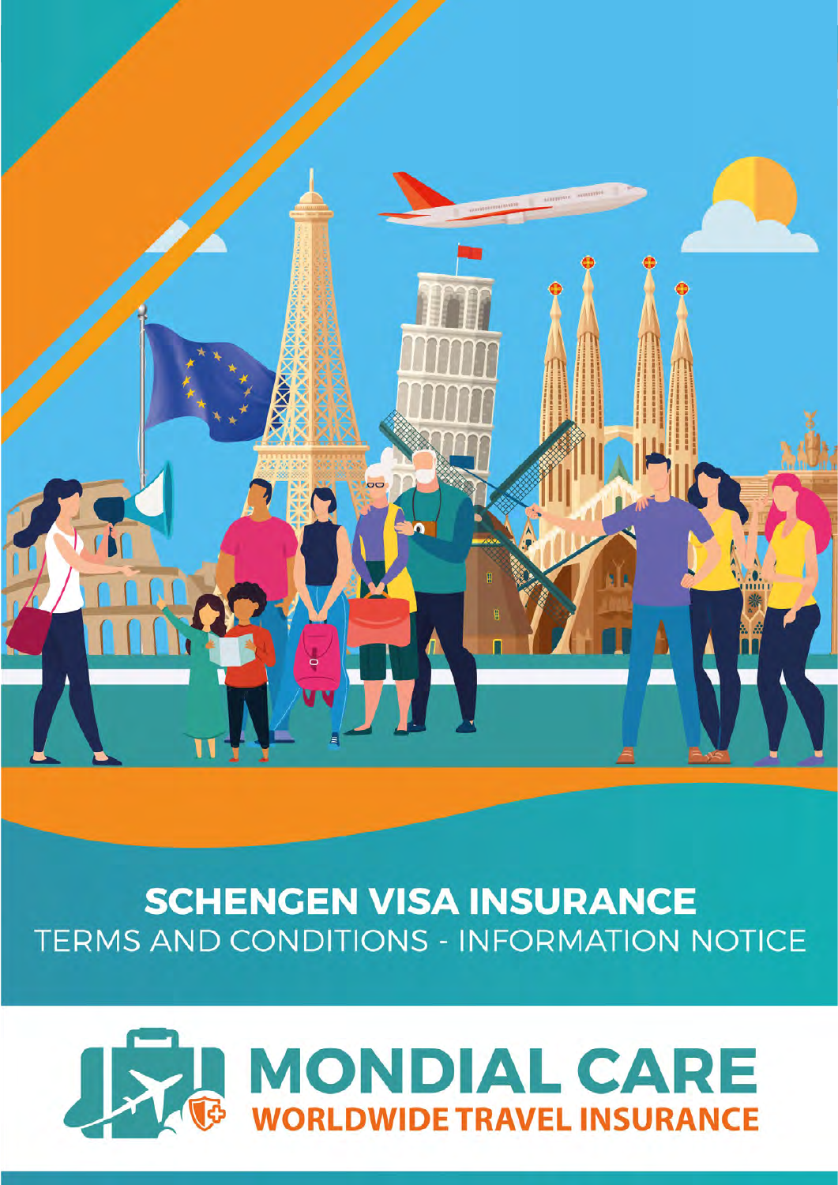# SCHENGEN VISA INSURANCE

TERMS AND CONDITIONS - INFORMATION NOTICE

**MONDIAL CARE**

**WORLDWIDE TRAVEL INSURANCE**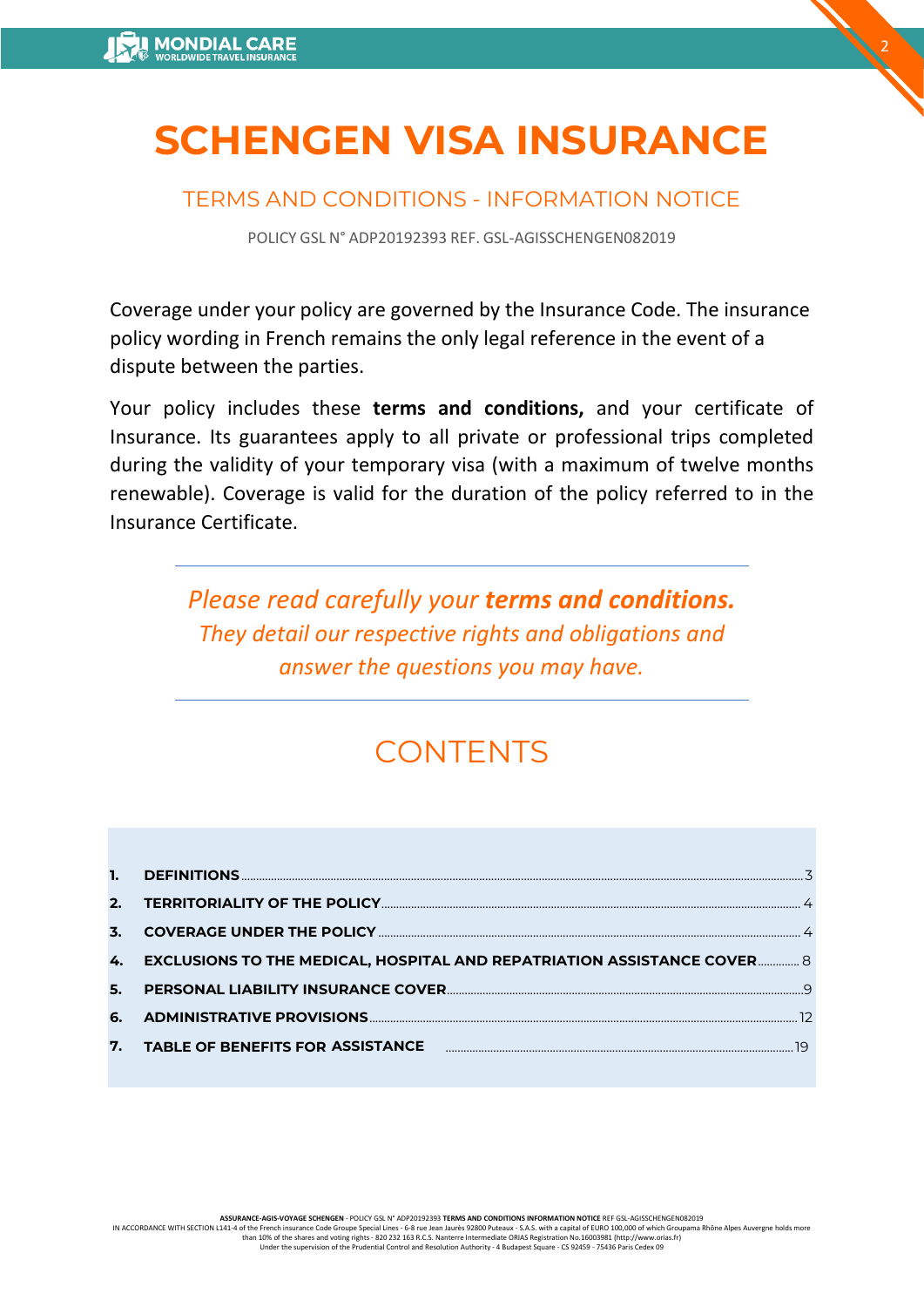# SCHENGEN VISA INSURANCE

## TERMS AND CONDITIONS - INFORMATION NOTICE

POLICY GSL N° ADP20192393 REF. GSL-AGISSCHENGEN082019

Coverage under your policy are governed by the Insurance Code. The insurance policy wording in French remains the only legal reference in the event of a dispute between the parties.

Your policy includes these **terms and conditions,** and your certificate of Insurance. Its guarantees apply to all private or professional trips completed during the validity of your temporary visa (with a maximum of twelve months renewable). Coverage is valid for the duration of the policy referred to in the Insurance Certificate.

---

*Please read carefully your **terms and conditions.** They detail our respective rights and obligations and answer the questions you may have.*

---

## CONTENTS

| | | |
|---|---|---|
| **1.** | **DEFINITIONS** | 3 |
| **2.** | **TERRITORIALITY OF THE POLICY** | 4 |
| **3.** | **COVERAGE UNDER THE POLICY** | 4 |
| **4.** | **EXCLUSIONS TO THE MEDICAL, HOSPITAL AND REPATRIATION ASSISTANCE COVER** | 8 |
| **5.** | **PERSONAL LIABILITY INSURANCE COVER** | 9 |
| **6.** | **ADMINISTRATIVE PROVISIONS** | 12 |
| **7.** | **TABLE OF BENEFITS FOR ASSISTANCE** | 19 |

**ASSURANCE-AGIS-VOYAGE SCHENGEN** - POLICY GSL N° ADP20192393 **TERMS AND CONDITIONS INFORMATION NOTICE** REF GSL-AGISSCHENGEN082019
IN ACCORDANCE WITH SECTION L141-4 of the French insurance Code Groupe Special Lines - 6-8 rue Jean Jaurès 92800 Puteaux - S.A.S. with a capital of EURO 100,000 of which Groupama Rhône Alpes Auvergne holds more than 10% of the shares and voting rights - 820 232 163 R.C.S. Nanterre Intermediate ORIAS Registration No.16003981 (http://www.orias.fr)
Under the supervision of the Prudential Control and Resolution Authority - 4 Budapest Square - CS 92459 - 75436 Paris Cedex 09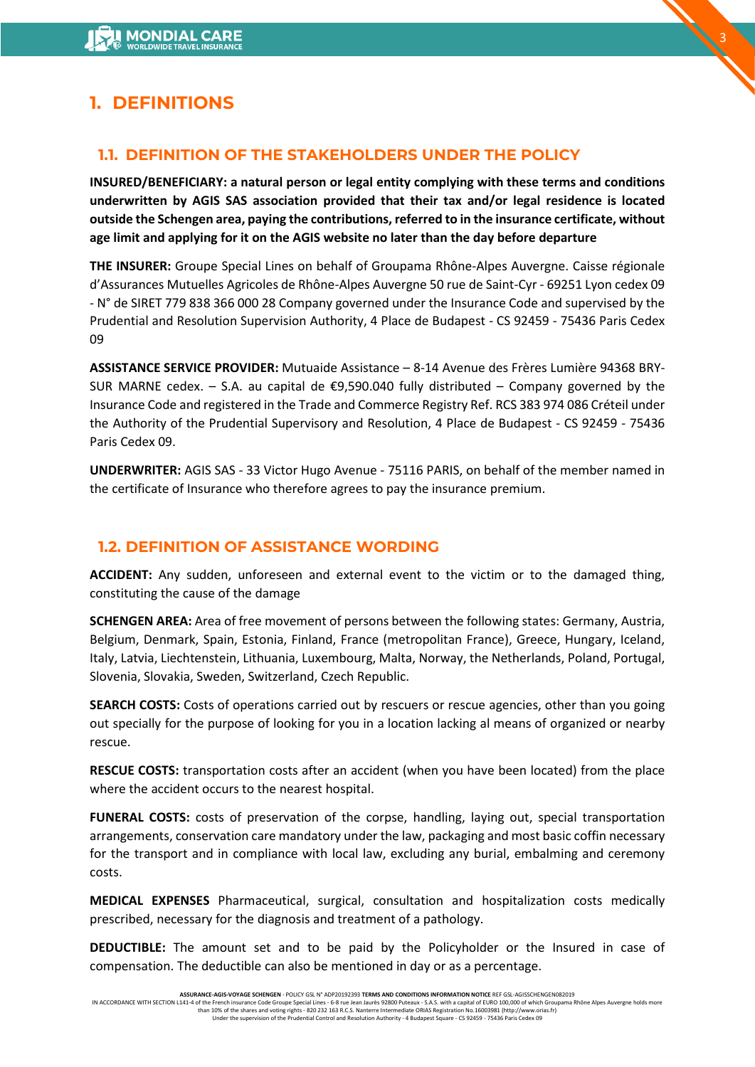# 1. DEFINITIONS

## 1.1. DEFINITION OF THE STAKEHOLDERS UNDER THE POLICY

**INSURED/BENEFICIARY: a natural person or legal entity complying with these terms and conditions underwritten by AGIS SAS association provided that their tax and/or legal residence is located outside the Schengen area, paying the contributions, referred to in the insurance certificate, without age limit and applying for it on the AGIS website no later than the day before departure**

**THE INSURER:** Groupe Special Lines on behalf of Groupama Rhône-Alpes Auvergne. Caisse régionale d'Assurances Mutuelles Agricoles de Rhône-Alpes Auvergne 50 rue de Saint-Cyr - 69251 Lyon cedex 09 - N° de SIRET 779 838 366 000 28 Company governed under the Insurance Code and supervised by the Prudential and Resolution Supervision Authority, 4 Place de Budapest - CS 92459 - 75436 Paris Cedex 09

**ASSISTANCE SERVICE PROVIDER:** Mutuaide Assistance – 8-14 Avenue des Frères Lumière 94368 BRY-SUR MARNE cedex. – S.A. au capital de €9,590.040 fully distributed – Company governed by the Insurance Code and registered in the Trade and Commerce Registry Ref. RCS 383 974 086 Créteil under the Authority of the Prudential Supervisory and Resolution, 4 Place de Budapest - CS 92459 - 75436 Paris Cedex 09.

**UNDERWRITER:** AGIS SAS - 33 Victor Hugo Avenue - 75116 PARIS, on behalf of the member named in the certificate of Insurance who therefore agrees to pay the insurance premium.

## 1.2. DEFINITION OF ASSISTANCE WORDING

**ACCIDENT:** Any sudden, unforeseen and external event to the victim or to the damaged thing, constituting the cause of the damage

**SCHENGEN AREA:** Area of free movement of persons between the following states: Germany, Austria, Belgium, Denmark, Spain, Estonia, Finland, France (metropolitan France), Greece, Hungary, Iceland, Italy, Latvia, Liechtenstein, Lithuania, Luxembourg, Malta, Norway, the Netherlands, Poland, Portugal, Slovenia, Slovakia, Sweden, Switzerland, Czech Republic.

**SEARCH COSTS:** Costs of operations carried out by rescuers or rescue agencies, other than you going out specially for the purpose of looking for you in a location lacking al means of organized or nearby rescue.

**RESCUE COSTS:** transportation costs after an accident (when you have been located) from the place where the accident occurs to the nearest hospital.

**FUNERAL COSTS:** costs of preservation of the corpse, handling, laying out, special transportation arrangements, conservation care mandatory under the law, packaging and most basic coffin necessary for the transport and in compliance with local law, excluding any burial, embalming and ceremony costs.

**MEDICAL EXPENSES** Pharmaceutical, surgical, consultation and hospitalization costs medically prescribed, necessary for the diagnosis and treatment of a pathology.

**DEDUCTIBLE:** The amount set and to be paid by the Policyholder or the Insured in case of compensation. The deductible can also be mentioned in day or as a percentage.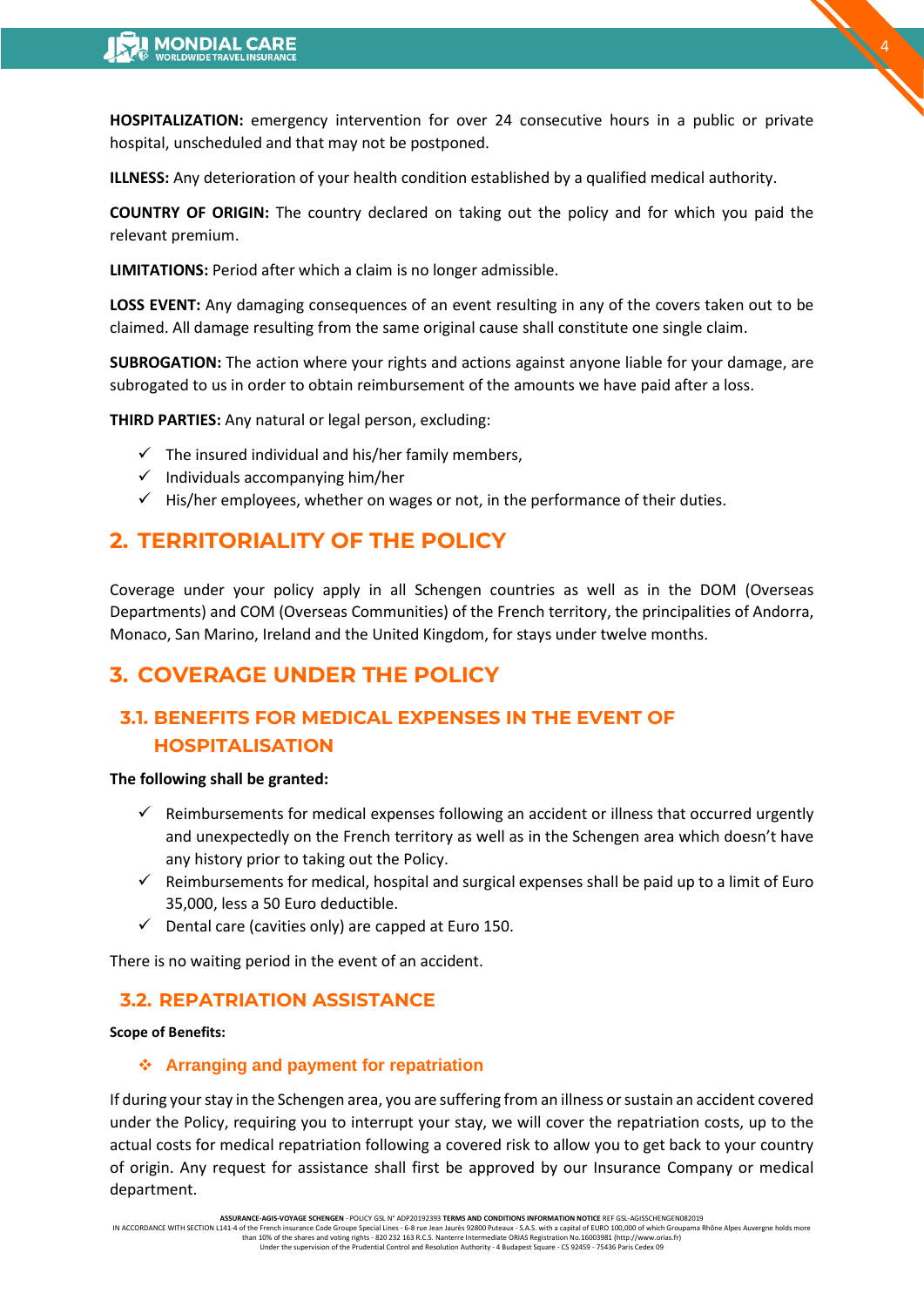**HOSPITALIZATION:** emergency intervention for over 24 consecutive hours in a public or private hospital, unscheduled and that may not be postponed.

**ILLNESS:** Any deterioration of your health condition established by a qualified medical authority.

**COUNTRY OF ORIGIN:** The country declared on taking out the policy and for which you paid the relevant premium.

**LIMITATIONS:** Period after which a claim is no longer admissible.

**LOSS EVENT:** Any damaging consequences of an event resulting in any of the covers taken out to be claimed. All damage resulting from the same original cause shall constitute one single claim.

**SUBROGATION:** The action where your rights and actions against anyone liable for your damage, are subrogated to us in order to obtain reimbursement of the amounts we have paid after a loss.

**THIRD PARTIES:** Any natural or legal person, excluding:

- ✓ The insured individual and his/her family members,
- ✓ Individuals accompanying him/her
- ✓ His/her employees, whether on wages or not, in the performance of their duties.

## 2. TERRITORIALITY OF THE POLICY

Coverage under your policy apply in all Schengen countries as well as in the DOM (Overseas Departments) and COM (Overseas Communities) of the French territory, the principalities of Andorra, Monaco, San Marino, Ireland and the United Kingdom, for stays under twelve months.

## 3. COVERAGE UNDER THE POLICY

### 3.1. BENEFITS FOR MEDICAL EXPENSES IN THE EVENT OF HOSPITALISATION

**The following shall be granted:**

- ✓ Reimbursements for medical expenses following an accident or illness that occurred urgently and unexpectedly on the French territory as well as in the Schengen area which doesn't have any history prior to taking out the Policy.
- ✓ Reimbursements for medical, hospital and surgical expenses shall be paid up to a limit of Euro 35,000, less a 50 Euro deductible.
- ✓ Dental care (cavities only) are capped at Euro 150.

There is no waiting period in the event of an accident.

### 3.2. REPATRIATION ASSISTANCE

**Scope of Benefits:**

#### ❖ Arranging and payment for repatriation

If during your stay in the Schengen area, you are suffering from an illness or sustain an accident covered under the Policy, requiring you to interrupt your stay, we will cover the repatriation costs, up to the actual costs for medical repatriation following a covered risk to allow you to get back to your country of origin. Any request for assistance shall first be approved by our Insurance Company or medical department.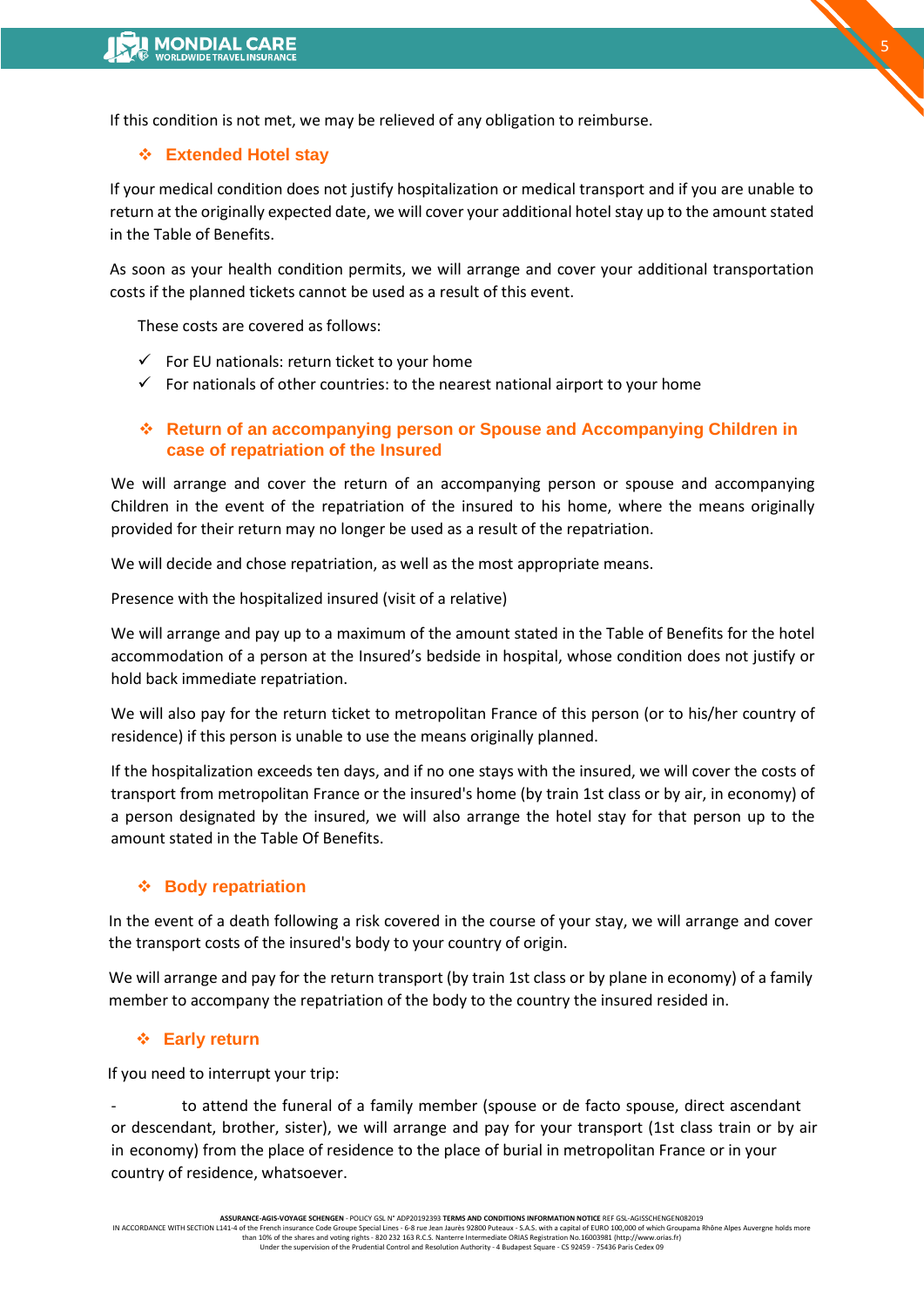If this condition is not met, we may be relieved of any obligation to reimburse.

### ❖ Extended Hotel stay

If your medical condition does not justify hospitalization or medical transport and if you are unable to return at the originally expected date, we will cover your additional hotel stay up to the amount stated in the Table of Benefits.

As soon as your health condition permits, we will arrange and cover your additional transportation costs if the planned tickets cannot be used as a result of this event.

These costs are covered as follows:

- ✓ For EU nationals: return ticket to your home
- ✓ For nationals of other countries: to the nearest national airport to your home

### ❖ Return of an accompanying person or Spouse and Accompanying Children in case of repatriation of the Insured

We will arrange and cover the return of an accompanying person or spouse and accompanying Children in the event of the repatriation of the insured to his home, where the means originally provided for their return may no longer be used as a result of the repatriation.

We will decide and chose repatriation, as well as the most appropriate means.

Presence with the hospitalized insured (visit of a relative)

We will arrange and pay up to a maximum of the amount stated in the Table of Benefits for the hotel accommodation of a person at the Insured's bedside in hospital, whose condition does not justify or hold back immediate repatriation.

We will also pay for the return ticket to metropolitan France of this person (or to his/her country of residence) if this person is unable to use the means originally planned.

If the hospitalization exceeds ten days, and if no one stays with the insured, we will cover the costs of transport from metropolitan France or the insured's home (by train 1st class or by air, in economy) of a person designated by the insured, we will also arrange the hotel stay for that person up to the amount stated in the Table Of Benefits.

### ❖ Body repatriation

In the event of a death following a risk covered in the course of your stay, we will arrange and cover the transport costs of the insured's body to your country of origin.

We will arrange and pay for the return transport (by train 1st class or by plane in economy) of a family member to accompany the repatriation of the body to the country the insured resided in.

### ❖ Early return

If you need to interrupt your trip:

- to attend the funeral of a family member (spouse or de facto spouse, direct ascendant or descendant, brother, sister), we will arrange and pay for your transport (1st class train or by air in economy) from the place of residence to the place of burial in metropolitan France or in your country of residence, whatsoever.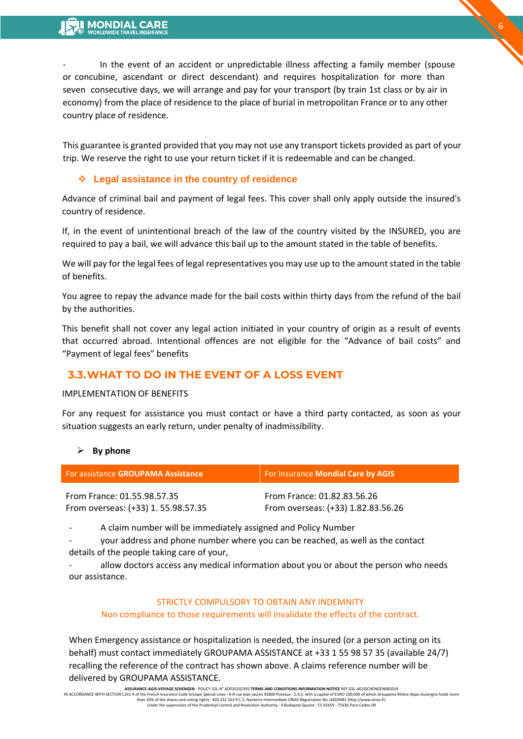- In the event of an accident or unpredictable illness affecting a family member (spouse or concubine, ascendant or direct descendant) and requires hospitalization for more than seven consecutive days, we will arrange and pay for your transport (by train 1st class or by air in economy) from the place of residence to the place of burial in metropolitan France or to any other country place of residence.

This guarantee is granted provided that you may not use any transport tickets provided as part of your trip. We reserve the right to use your return ticket if it is redeemable and can be changed.

### ❖ Legal assistance in the country of residence

Advance of criminal bail and payment of legal fees. This cover shall only apply outside the insured's country of residence.

If, in the event of unintentional breach of the law of the country visited by the INSURED, you are required to pay a bail, we will advance this bail up to the amount stated in the table of benefits.

We will pay for the legal fees of legal representatives you may use up to the amount stated in the table of benefits.

You agree to repay the advance made for the bail costs within thirty days from the refund of the bail by the authorities.

This benefit shall not cover any legal action initiated in your country of origin as a result of events that occurred abroad. Intentional offences are not eligible for the “Advance of bail costs” and “Payment of legal fees” benefits

## 3.3. WHAT TO DO IN THE EVENT OF A LOSS EVENT

IMPLEMENTATION OF BENEFITS

For any request for assistance you must contact or have a third party contacted, as soon as your situation suggests an early return, under penalty of inadmissibility.

- **By phone**

| For assistance **GROUPAMA Assistance** | For Insurance **Mondial Care by AGIS** |
|---|---|
| From France: 01.55.98.57.35<br>From overseas: (+33) 1. 55.98.57.35 | From France: 01.82.83.56.26<br>From overseas: (+33) 1.82.83.56.26 |

- A claim number will be immediately assigned and Policy Number
- your address and phone number where you can be reached, as well as the contact details of the people taking care of your,
- allow doctors access any medical information about you or about the person who needs our assistance.

STRICTLY COMPULSORY TO OBTAIN ANY INDEMNITY
Non compliance to those requirements will invalidate the effects of the contract.

When Emergency assistance or hospitalization is needed, the insured (or a person acting on its behalf) must contact immediately GROUPAMA ASSISTANCE at +33 1 55 98 57 35 (available 24/7) recalling the reference of the contract has shown above. A claims reference number will be delivered by GROUPAMA ASSISTANCE.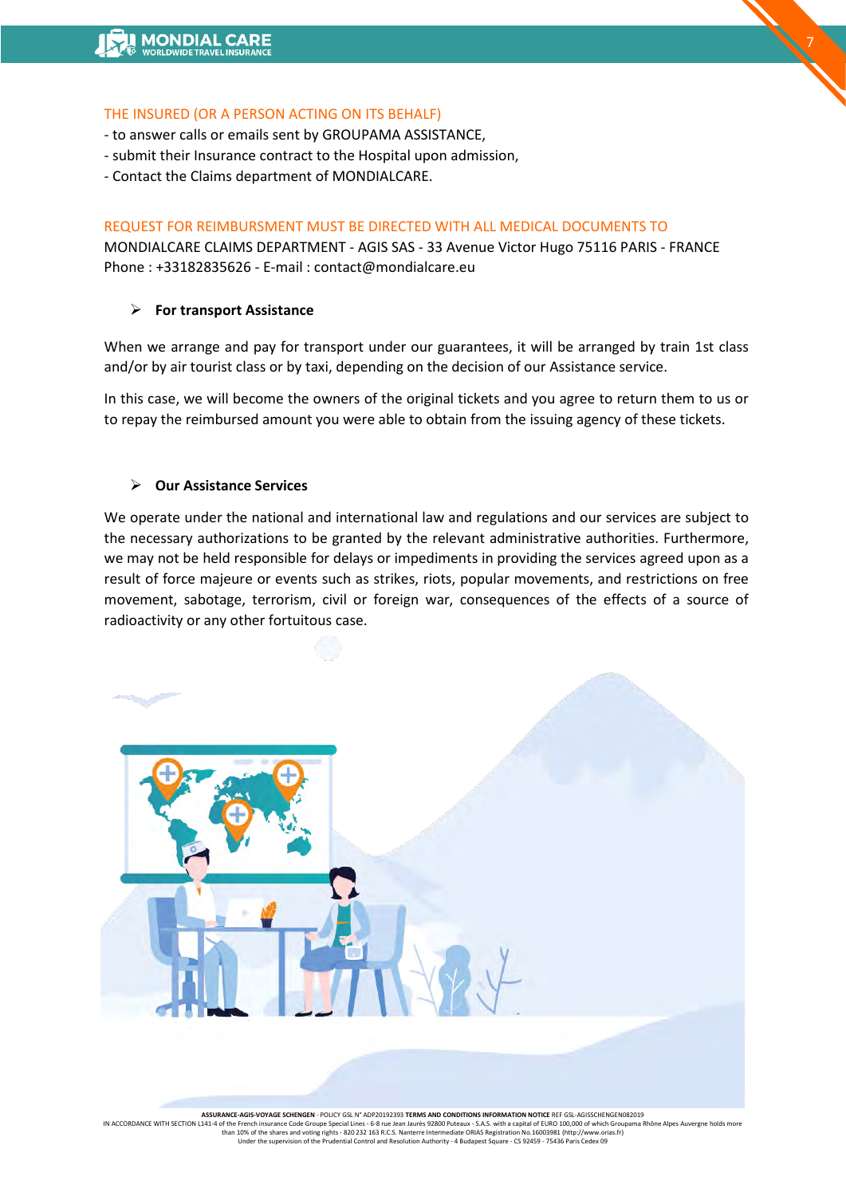THE INSURED (OR A PERSON ACTING ON ITS BEHALF)

- to answer calls or emails sent by GROUPAMA ASSISTANCE,
- submit their Insurance contract to the Hospital upon admission,
- Contact the Claims department of MONDIALCARE.

REQUEST FOR REIMBURSMENT MUST BE DIRECTED WITH ALL MEDICAL DOCUMENTS TO

MONDIALCARE CLAIMS DEPARTMENT - AGIS SAS - 33 Avenue Victor Hugo 75116 PARIS - FRANCE
Phone : +33182835626 - E-mail : contact@mondialcare.eu

- **For transport Assistance**

When we arrange and pay for transport under our guarantees, it will be arranged by train 1st class and/or by air tourist class or by taxi, depending on the decision of our Assistance service.

In this case, we will become the owners of the original tickets and you agree to return them to us or to repay the reimbursed amount you were able to obtain from the issuing agency of these tickets.

- **Our Assistance Services**

We operate under the national and international law and regulations and our services are subject to the necessary authorizations to be granted by the relevant administrative authorities. Furthermore, we may not be held responsible for delays or impediments in providing the services agreed upon as a result of force majeure or events such as strikes, riots, popular movements, and restrictions on free movement, sabotage, terrorism, civil or foreign war, consequences of the effects of a source of radioactivity or any other fortuitous case.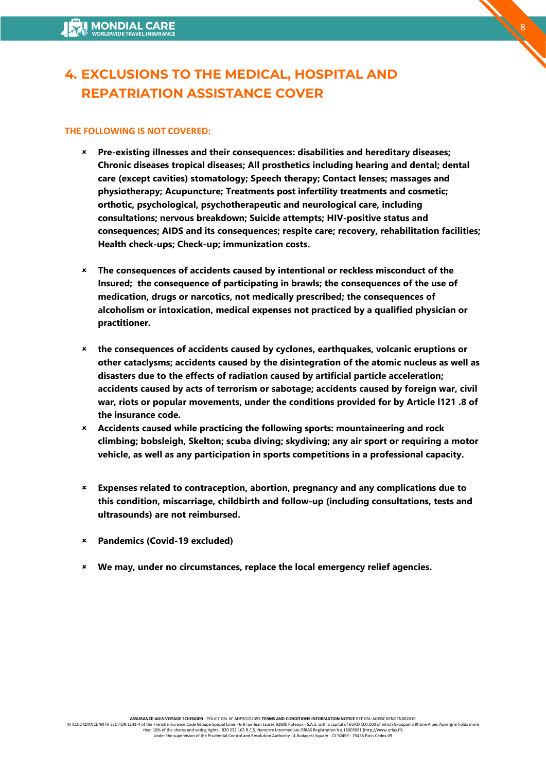# 4. EXCLUSIONS TO THE MEDICAL, HOSPITAL AND REPATRIATION ASSISTANCE COVER

**THE FOLLOWING IS NOT COVERED:**

- **Pre-existing illnesses and their consequences: disabilities and hereditary diseases; Chronic diseases tropical diseases; All prosthetics including hearing and dental; dental care (except cavities) stomatology; Speech therapy; Contact lenses; massages and physiotherapy; Acupuncture; Treatments post infertility treatments and cosmetic; orthotic, psychological, psychotherapeutic and neurological care, including consultations; nervous breakdown; Suicide attempts; HIV-positive status and consequences; AIDS and its consequences; respite care; recovery, rehabilitation facilities; Health check-ups; Check-up; immunization costs.**

- **The consequences of accidents caused by intentional or reckless misconduct of the Insured; the consequence of participating in brawls; the consequences of the use of medication, drugs or narcotics, not medically prescribed; the consequences of alcoholism or intoxication, medical expenses not practiced by a qualified physician or practitioner.**

- **the consequences of accidents caused by cyclones, earthquakes, volcanic eruptions or other cataclysms; accidents caused by the disintegration of the atomic nucleus as well as disasters due to the effects of radiation caused by artificial particle acceleration; accidents caused by acts of terrorism or sabotage; accidents caused by foreign war, civil war, riots or popular movements, under the conditions provided for by Article l121 .8 of the insurance code.**
- **Accidents caused while practicing the following sports: mountaineering and rock climbing; bobsleigh, Skelton; scuba diving; skydiving; any air sport or requiring a motor vehicle, as well as any participation in sports competitions in a professional capacity.**

- **Expenses related to contraception, abortion, pregnancy and any complications due to this condition, miscarriage, childbirth and follow-up (including consultations, tests and ultrasounds) are not reimbursed.**

- **Pandemics (Covid-19 excluded)**

- **We may, under no circumstances, replace the local emergency relief agencies.**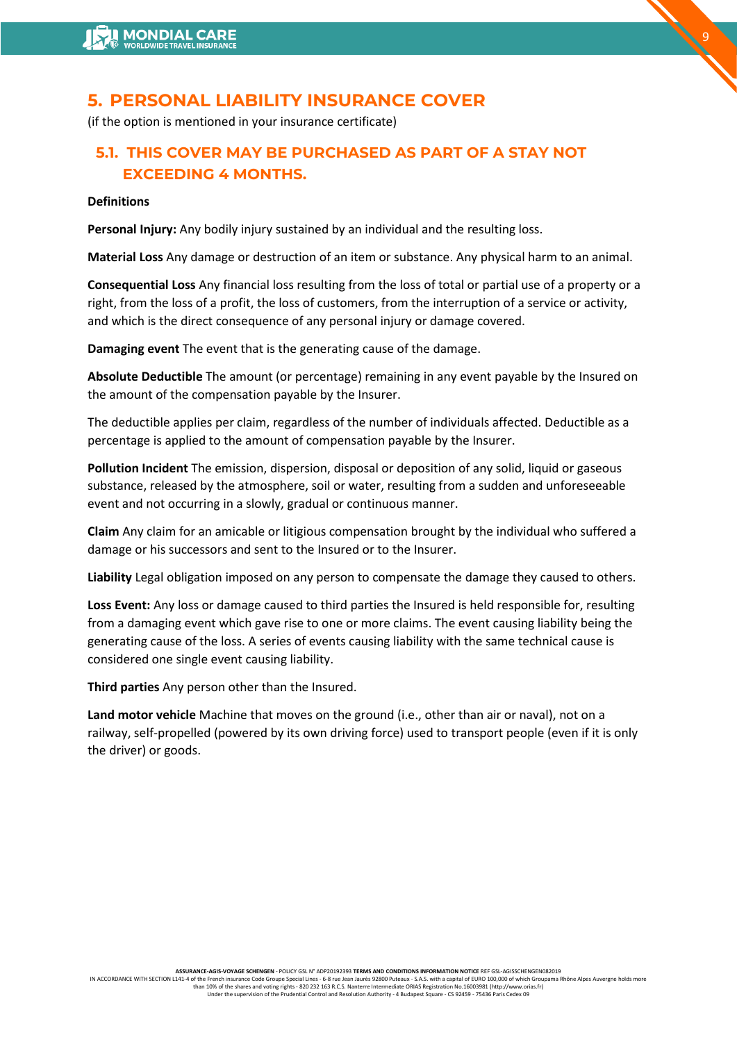# 5. PERSONAL LIABILITY INSURANCE COVER

(if the option is mentioned in your insurance certificate)

## 5.1. THIS COVER MAY BE PURCHASED AS PART OF A STAY NOT EXCEEDING 4 MONTHS.

**Definitions**

**Personal Injury:** Any bodily injury sustained by an individual and the resulting loss.

**Material Loss** Any damage or destruction of an item or substance. Any physical harm to an animal.

**Consequential Loss** Any financial loss resulting from the loss of total or partial use of a property or a right, from the loss of a profit, the loss of customers, from the interruption of a service or activity, and which is the direct consequence of any personal injury or damage covered.

**Damaging event** The event that is the generating cause of the damage.

**Absolute Deductible** The amount (or percentage) remaining in any event payable by the Insured on the amount of the compensation payable by the Insurer.

The deductible applies per claim, regardless of the number of individuals affected. Deductible as a percentage is applied to the amount of compensation payable by the Insurer.

**Pollution Incident** The emission, dispersion, disposal or deposition of any solid, liquid or gaseous substance, released by the atmosphere, soil or water, resulting from a sudden and unforeseeable event and not occurring in a slowly, gradual or continuous manner.

**Claim** Any claim for an amicable or litigious compensation brought by the individual who suffered a damage or his successors and sent to the Insured or to the Insurer.

**Liability** Legal obligation imposed on any person to compensate the damage they caused to others.

**Loss Event:** Any loss or damage caused to third parties the Insured is held responsible for, resulting from a damaging event which gave rise to one or more claims. The event causing liability being the generating cause of the loss. A series of events causing liability with the same technical cause is considered one single event causing liability.

**Third parties** Any person other than the Insured.

**Land motor vehicle** Machine that moves on the ground (i.e., other than air or naval), not on a railway, self-propelled (powered by its own driving force) used to transport people (even if it is only the driver) or goods.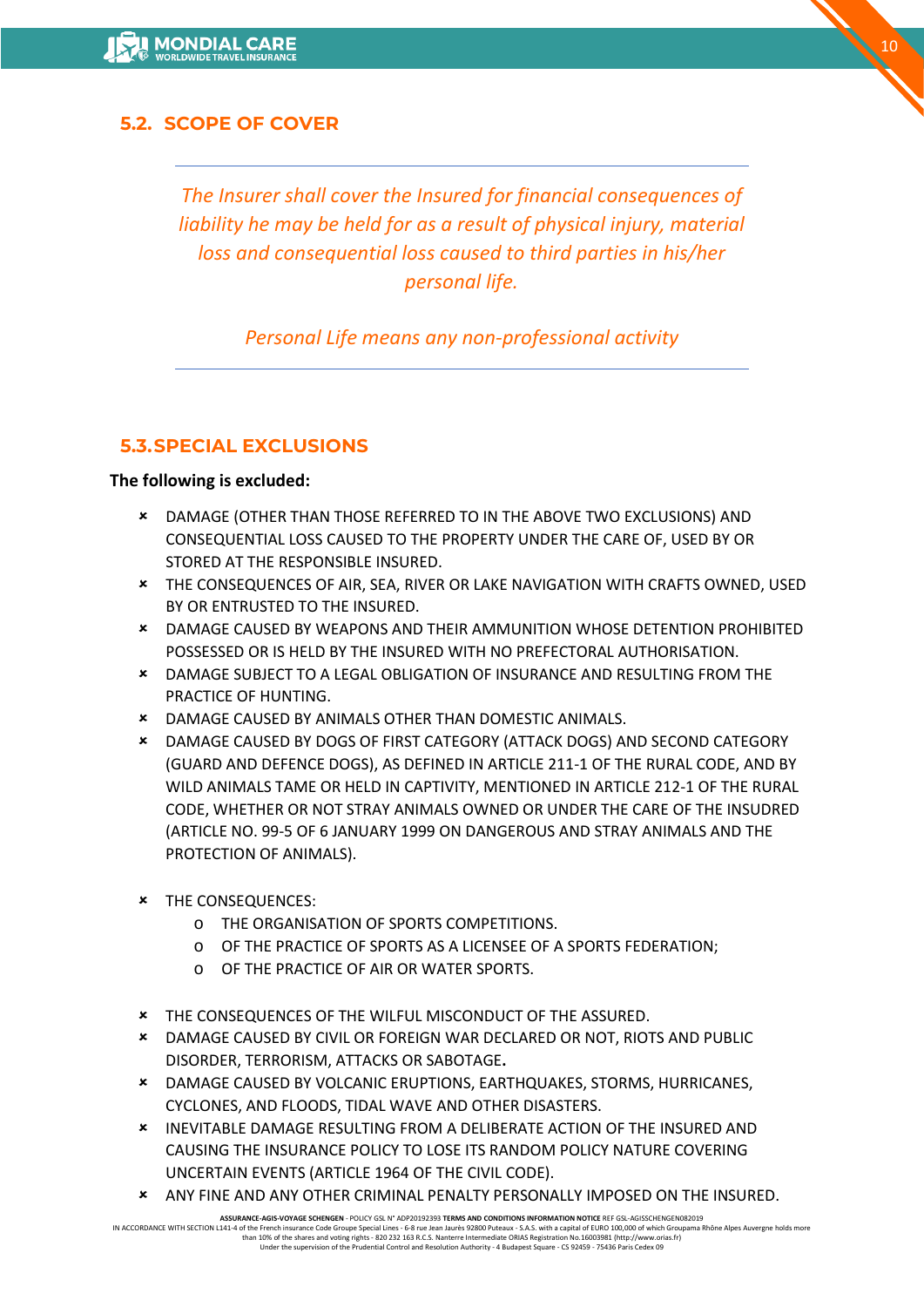## 5.2. SCOPE OF COVER

---

*The Insurer shall cover the Insured for financial consequences of liability he may be held for as a result of physical injury, material loss and consequential loss caused to third parties in his/her personal life.*

*Personal Life means any non-professional activity*

---

## 5.3. SPECIAL EXCLUSIONS

**The following is excluded:**

- DAMAGE (OTHER THAN THOSE REFERRED TO IN THE ABOVE TWO EXCLUSIONS) AND CONSEQUENTIAL LOSS CAUSED TO THE PROPERTY UNDER THE CARE OF, USED BY OR STORED AT THE RESPONSIBLE INSURED.
- THE CONSEQUENCES OF AIR, SEA, RIVER OR LAKE NAVIGATION WITH CRAFTS OWNED, USED BY OR ENTRUSTED TO THE INSURED.
- DAMAGE CAUSED BY WEAPONS AND THEIR AMMUNITION WHOSE DETENTION PROHIBITED POSSESSED OR IS HELD BY THE INSURED WITH NO PREFECTORAL AUTHORISATION.
- DAMAGE SUBJECT TO A LEGAL OBLIGATION OF INSURANCE AND RESULTING FROM THE PRACTICE OF HUNTING.
- DAMAGE CAUSED BY ANIMALS OTHER THAN DOMESTIC ANIMALS.
- DAMAGE CAUSED BY DOGS OF FIRST CATEGORY (ATTACK DOGS) AND SECOND CATEGORY (GUARD AND DEFENCE DOGS), AS DEFINED IN ARTICLE 211-1 OF THE RURAL CODE, AND BY WILD ANIMALS TAME OR HELD IN CAPTIVITY, MENTIONED IN ARTICLE 212-1 OF THE RURAL CODE, WHETHER OR NOT STRAY ANIMALS OWNED OR UNDER THE CARE OF THE INSUDRED (ARTICLE NO. 99-5 OF 6 JANUARY 1999 ON DANGEROUS AND STRAY ANIMALS AND THE PROTECTION OF ANIMALS).
- THE CONSEQUENCES:
  - THE ORGANISATION OF SPORTS COMPETITIONS.
  - OF THE PRACTICE OF SPORTS AS A LICENSEE OF A SPORTS FEDERATION;
  - OF THE PRACTICE OF AIR OR WATER SPORTS.
- THE CONSEQUENCES OF THE WILFUL MISCONDUCT OF THE ASSURED.
- DAMAGE CAUSED BY CIVIL OR FOREIGN WAR DECLARED OR NOT, RIOTS AND PUBLIC DISORDER, TERRORISM, ATTACKS OR SABOTAGE**.**
- DAMAGE CAUSED BY VOLCANIC ERUPTIONS, EARTHQUAKES, STORMS, HURRICANES, CYCLONES, AND FLOODS, TIDAL WAVE AND OTHER DISASTERS.
- INEVITABLE DAMAGE RESULTING FROM A DELIBERATE ACTION OF THE INSURED AND CAUSING THE INSURANCE POLICY TO LOSE ITS RANDOM POLICY NATURE COVERING UNCERTAIN EVENTS (ARTICLE 1964 OF THE CIVIL CODE).
- ANY FINE AND ANY OTHER CRIMINAL PENALTY PERSONALLY IMPOSED ON THE INSURED.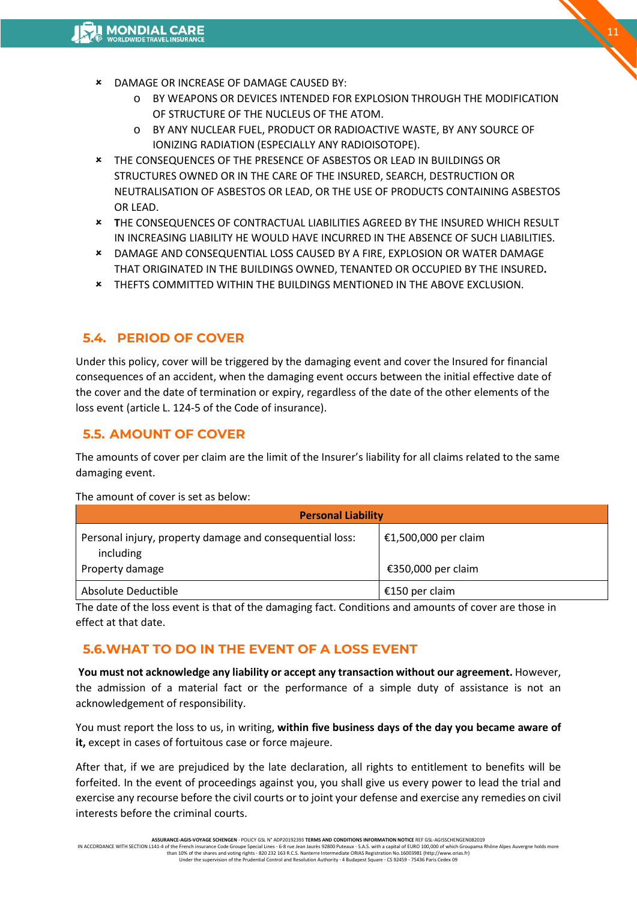- DAMAGE OR INCREASE OF DAMAGE CAUSED BY:
    - BY WEAPONS OR DEVICES INTENDED FOR EXPLOSION THROUGH THE MODIFICATION OF STRUCTURE OF THE NUCLEUS OF THE ATOM.
    - BY ANY NUCLEAR FUEL, PRODUCT OR RADIOACTIVE WASTE, BY ANY SOURCE OF IONIZING RADIATION (ESPECIALLY ANY RADIOISOTOPE).
- THE CONSEQUENCES OF THE PRESENCE OF ASBESTOS OR LEAD IN BUILDINGS OR STRUCTURES OWNED OR IN THE CARE OF THE INSURED, SEARCH, DESTRUCTION OR NEUTRALISATION OF ASBESTOS OR LEAD, OR THE USE OF PRODUCTS CONTAINING ASBESTOS OR LEAD.
- **T**HE CONSEQUENCES OF CONTRACTUAL LIABILITIES AGREED BY THE INSURED WHICH RESULT IN INCREASING LIABILITY HE WOULD HAVE INCURRED IN THE ABSENCE OF SUCH LIABILITIES.
- DAMAGE AND CONSEQUENTIAL LOSS CAUSED BY A FIRE, EXPLOSION OR WATER DAMAGE THAT ORIGINATED IN THE BUILDINGS OWNED, TENANTED OR OCCUPIED BY THE INSURED**.**
- THEFTS COMMITTED WITHIN THE BUILDINGS MENTIONED IN THE ABOVE EXCLUSION.

## 5.4. PERIOD OF COVER

Under this policy, cover will be triggered by the damaging event and cover the Insured for financial consequences of an accident, when the damaging event occurs between the initial effective date of the cover and the date of termination or expiry, regardless of the date of the other elements of the loss event (article L. 124-5 of the Code of insurance).

## 5.5. AMOUNT OF COVER

The amounts of cover per claim are the limit of the Insurer's liability for all claims related to the same damaging event.

The amount of cover is set as below:

| **Personal Liability** | |
|---|---|
| Personal injury, property damage and consequential loss: including<br>Property damage | €1,500,000 per claim<br><br>€350,000 per claim |
| Absolute Deductible | €150 per claim |

The date of the loss event is that of the damaging fact. Conditions and amounts of cover are those in effect at that date.

## 5.6.WHAT TO DO IN THE EVENT OF A LOSS EVENT

**You must not acknowledge any liability or accept any transaction without our agreement.** However, the admission of a material fact or the performance of a simple duty of assistance is not an acknowledgement of responsibility.

You must report the loss to us, in writing, **within five business days of the day you became aware of it,** except in cases of fortuitous case or force majeure.

After that, if we are prejudiced by the late declaration, all rights to entitlement to benefits will be forfeited. In the event of proceedings against you, you shall give us every power to lead the trial and exercise any recourse before the civil courts or to joint your defense and exercise any remedies on civil interests before the criminal courts.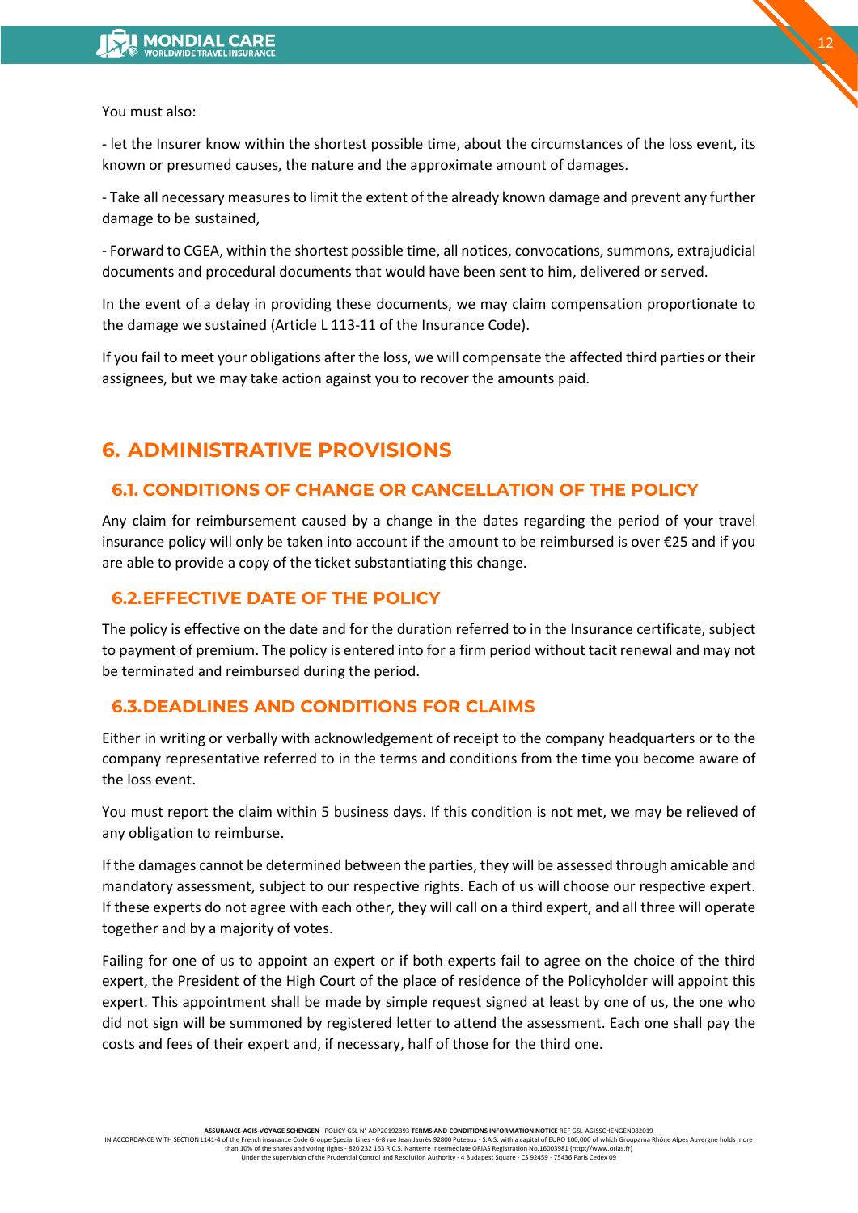You must also:

- let the Insurer know within the shortest possible time, about the circumstances of the loss event, its known or presumed causes, the nature and the approximate amount of damages.

- Take all necessary measures to limit the extent of the already known damage and prevent any further damage to be sustained,

- Forward to CGEA, within the shortest possible time, all notices, convocations, summons, extrajudicial documents and procedural documents that would have been sent to him, delivered or served.

In the event of a delay in providing these documents, we may claim compensation proportionate to the damage we sustained (Article L 113-11 of the Insurance Code).

If you fail to meet your obligations after the loss, we will compensate the affected third parties or their assignees, but we may take action against you to recover the amounts paid.

# 6. ADMINISTRATIVE PROVISIONS

## 6.1. CONDITIONS OF CHANGE OR CANCELLATION OF THE POLICY

Any claim for reimbursement caused by a change in the dates regarding the period of your travel insurance policy will only be taken into account if the amount to be reimbursed is over €25 and if you are able to provide a copy of the ticket substantiating this change.

## 6.2. EFFECTIVE DATE OF THE POLICY

The policy is effective on the date and for the duration referred to in the Insurance certificate, subject to payment of premium. The policy is entered into for a firm period without tacit renewal and may not be terminated and reimbursed during the period.

## 6.3. DEADLINES AND CONDITIONS FOR CLAIMS

Either in writing or verbally with acknowledgement of receipt to the company headquarters or to the company representative referred to in the terms and conditions from the time you become aware of the loss event.

You must report the claim within 5 business days. If this condition is not met, we may be relieved of any obligation to reimburse.

If the damages cannot be determined between the parties, they will be assessed through amicable and mandatory assessment, subject to our respective rights. Each of us will choose our respective expert. If these experts do not agree with each other, they will call on a third expert, and all three will operate together and by a majority of votes.

Failing for one of us to appoint an expert or if both experts fail to agree on the choice of the third expert, the President of the High Court of the place of residence of the Policyholder will appoint this expert. This appointment shall be made by simple request signed at least by one of us, the one who did not sign will be summoned by registered letter to attend the assessment. Each one shall pay the costs and fees of their expert and, if necessary, half of those for the third one.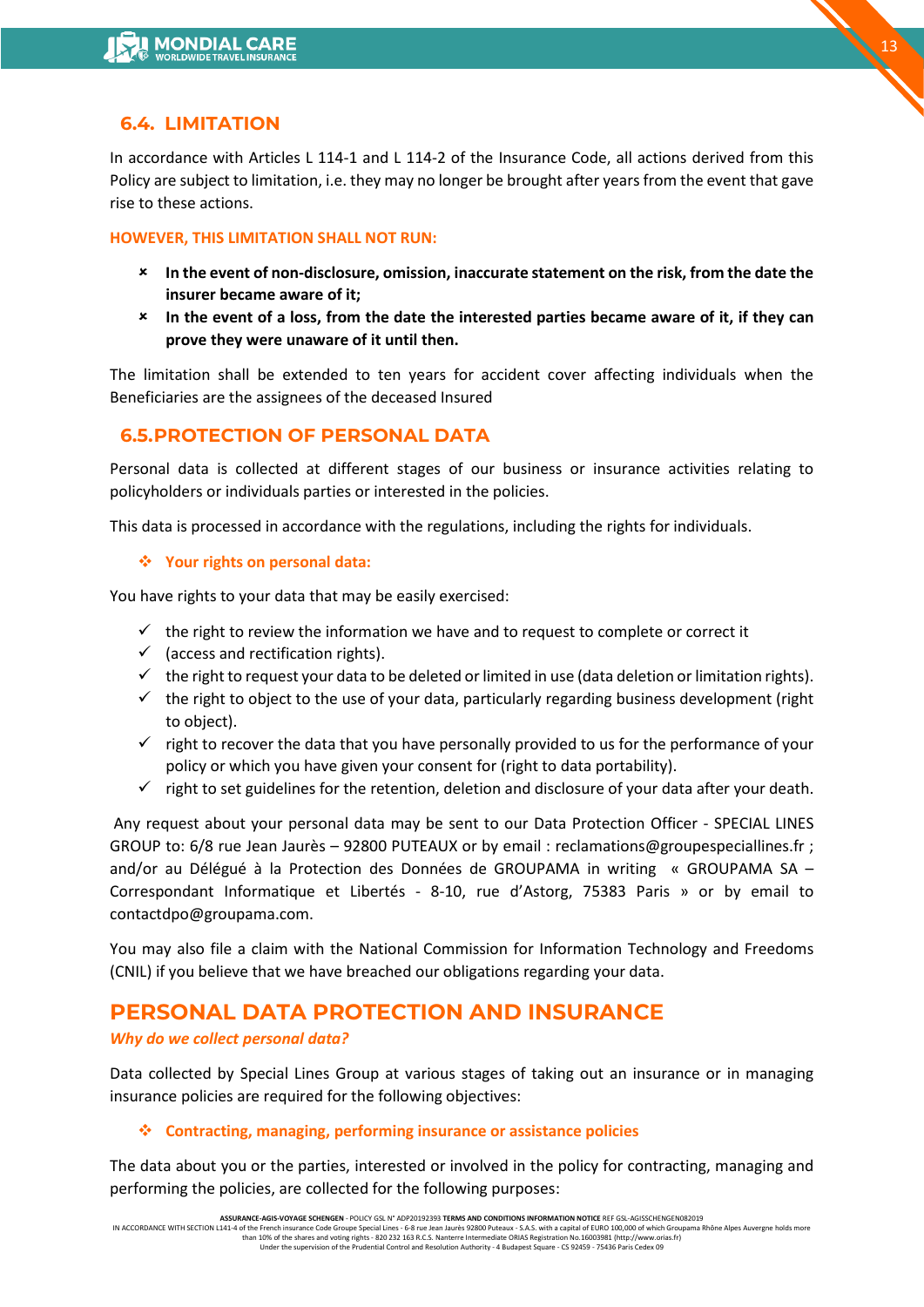## 6.4. LIMITATION

In accordance with Articles L 114-1 and L 114-2 of the Insurance Code, all actions derived from this Policy are subject to limitation, i.e. they may no longer be brought after years from the event that gave rise to these actions.

**HOWEVER, THIS LIMITATION SHALL NOT RUN:**

- **In the event of non-disclosure, omission, inaccurate statement on the risk, from the date the insurer became aware of it;**
- **In the event of a loss, from the date the interested parties became aware of it, if they can prove they were unaware of it until then.**

The limitation shall be extended to ten years for accident cover affecting individuals when the Beneficiaries are the assignees of the deceased Insured

## 6.5. PROTECTION OF PERSONAL DATA

Personal data is collected at different stages of our business or insurance activities relating to policyholders or individuals parties or interested in the policies.

This data is processed in accordance with the regulations, including the rights for individuals.

- **Your rights on personal data:**

You have rights to your data that may be easily exercised:

- the right to review the information we have and to request to complete or correct it
- (access and rectification rights).
- the right to request your data to be deleted or limited in use (data deletion or limitation rights).
- the right to object to the use of your data, particularly regarding business development (right to object).
- right to recover the data that you have personally provided to us for the performance of your policy or which you have given your consent for (right to data portability).
- right to set guidelines for the retention, deletion and disclosure of your data after your death.

Any request about your personal data may be sent to our Data Protection Officer - SPECIAL LINES GROUP to: 6/8 rue Jean Jaurès – 92800 PUTEAUX or by email : reclamations@groupespeciallines.fr ; and/or au Délégué à la Protection des Données de GROUPAMA in writing « GROUPAMA SA – Correspondant Informatique et Libertés - 8-10, rue d'Astorg, 75383 Paris » or by email to contactdpo@groupama.com.

You may also file a claim with the National Commission for Information Technology and Freedoms (CNIL) if you believe that we have breached our obligations regarding your data.

# PERSONAL DATA PROTECTION AND INSURANCE

***Why do we collect personal data?***

Data collected by Special Lines Group at various stages of taking out an insurance or in managing insurance policies are required for the following objectives:

- **Contracting, managing, performing insurance or assistance policies**

The data about you or the parties, interested or involved in the policy for contracting, managing and performing the policies, are collected for the following purposes: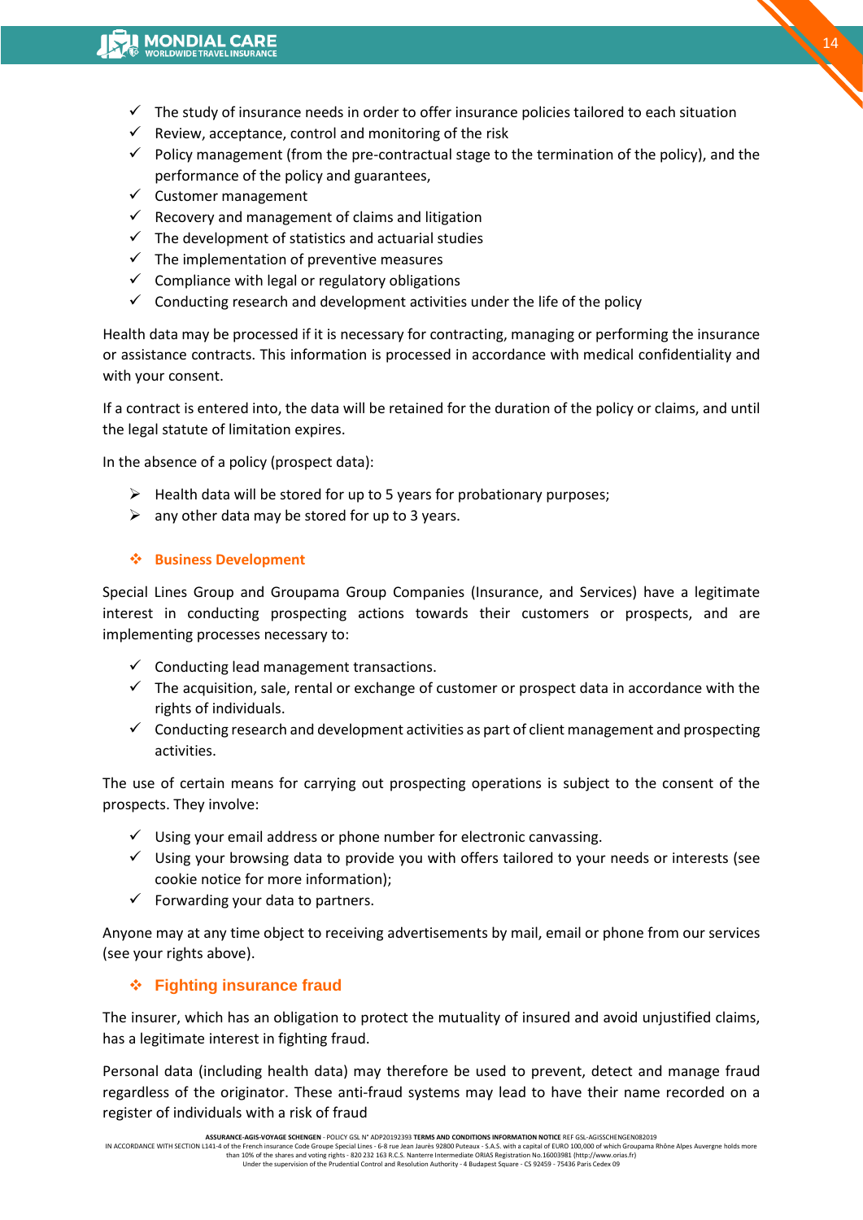- ✓ The study of insurance needs in order to offer insurance policies tailored to each situation
- ✓ Review, acceptance, control and monitoring of the risk
- ✓ Policy management (from the pre-contractual stage to the termination of the policy), and the performance of the policy and guarantees,
- ✓ Customer management
- ✓ Recovery and management of claims and litigation
- ✓ The development of statistics and actuarial studies
- ✓ The implementation of preventive measures
- ✓ Compliance with legal or regulatory obligations
- ✓ Conducting research and development activities under the life of the policy

Health data may be processed if it is necessary for contracting, managing or performing the insurance or assistance contracts. This information is processed in accordance with medical confidentiality and with your consent.

If a contract is entered into, the data will be retained for the duration of the policy or claims, and until the legal statute of limitation expires.

In the absence of a policy (prospect data):

- ➢ Health data will be stored for up to 5 years for probationary purposes;
- ➢ any other data may be stored for up to 3 years.

### ❖ Business Development

Special Lines Group and Groupama Group Companies (Insurance, and Services) have a legitimate interest in conducting prospecting actions towards their customers or prospects, and are implementing processes necessary to:

- ✓ Conducting lead management transactions.
- ✓ The acquisition, sale, rental or exchange of customer or prospect data in accordance with the rights of individuals.
- ✓ Conducting research and development activities as part of client management and prospecting activities.

The use of certain means for carrying out prospecting operations is subject to the consent of the prospects. They involve:

- ✓ Using your email address or phone number for electronic canvassing.
- ✓ Using your browsing data to provide you with offers tailored to your needs or interests (see cookie notice for more information);
- ✓ Forwarding your data to partners.

Anyone may at any time object to receiving advertisements by mail, email or phone from our services (see your rights above).

### ❖ Fighting insurance fraud

The insurer, which has an obligation to protect the mutuality of insured and avoid unjustified claims, has a legitimate interest in fighting fraud.

Personal data (including health data) may therefore be used to prevent, detect and manage fraud regardless of the originator. These anti-fraud systems may lead to have their name recorded on a register of individuals with a risk of fraud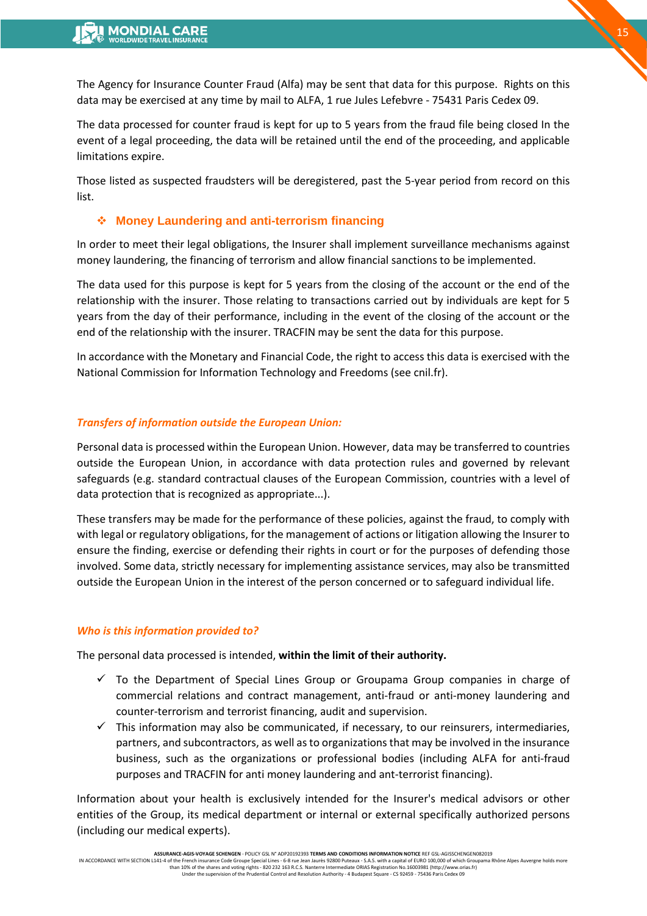The Agency for Insurance Counter Fraud (Alfa) may be sent that data for this purpose. Rights on this data may be exercised at any time by mail to ALFA, 1 rue Jules Lefebvre - 75431 Paris Cedex 09.

The data processed for counter fraud is kept for up to 5 years from the fraud file being closed In the event of a legal proceeding, the data will be retained until the end of the proceeding, and applicable limitations expire.

Those listed as suspected fraudsters will be deregistered, past the 5-year period from record on this list.

### ❖ Money Laundering and anti-terrorism financing

In order to meet their legal obligations, the Insurer shall implement surveillance mechanisms against money laundering, the financing of terrorism and allow financial sanctions to be implemented.

The data used for this purpose is kept for 5 years from the closing of the account or the end of the relationship with the insurer. Those relating to transactions carried out by individuals are kept for 5 years from the day of their performance, including in the event of the closing of the account or the end of the relationship with the insurer. TRACFIN may be sent the data for this purpose.

In accordance with the Monetary and Financial Code, the right to access this data is exercised with the National Commission for Information Technology and Freedoms (see cnil.fr).

#### *Transfers of information outside the European Union:*

Personal data is processed within the European Union. However, data may be transferred to countries outside the European Union, in accordance with data protection rules and governed by relevant safeguards (e.g. standard contractual clauses of the European Commission, countries with a level of data protection that is recognized as appropriate...).

These transfers may be made for the performance of these policies, against the fraud, to comply with with legal or regulatory obligations, for the management of actions or litigation allowing the Insurer to ensure the finding, exercise or defending their rights in court or for the purposes of defending those involved. Some data, strictly necessary for implementing assistance services, may also be transmitted outside the European Union in the interest of the person concerned or to safeguard individual life.

#### *Who is this information provided to?*

The personal data processed is intended, **within the limit of their authority.**

- ✓ To the Department of Special Lines Group or Groupama Group companies in charge of commercial relations and contract management, anti-fraud or anti-money laundering and counter-terrorism and terrorist financing, audit and supervision.
- ✓ This information may also be communicated, if necessary, to our reinsurers, intermediaries, partners, and subcontractors, as well as to organizations that may be involved in the insurance business, such as the organizations or professional bodies (including ALFA for anti-fraud purposes and TRACFIN for anti money laundering and ant-terrorist financing).

Information about your health is exclusively intended for the Insurer's medical advisors or other entities of the Group, its medical department or internal or external specifically authorized persons (including our medical experts).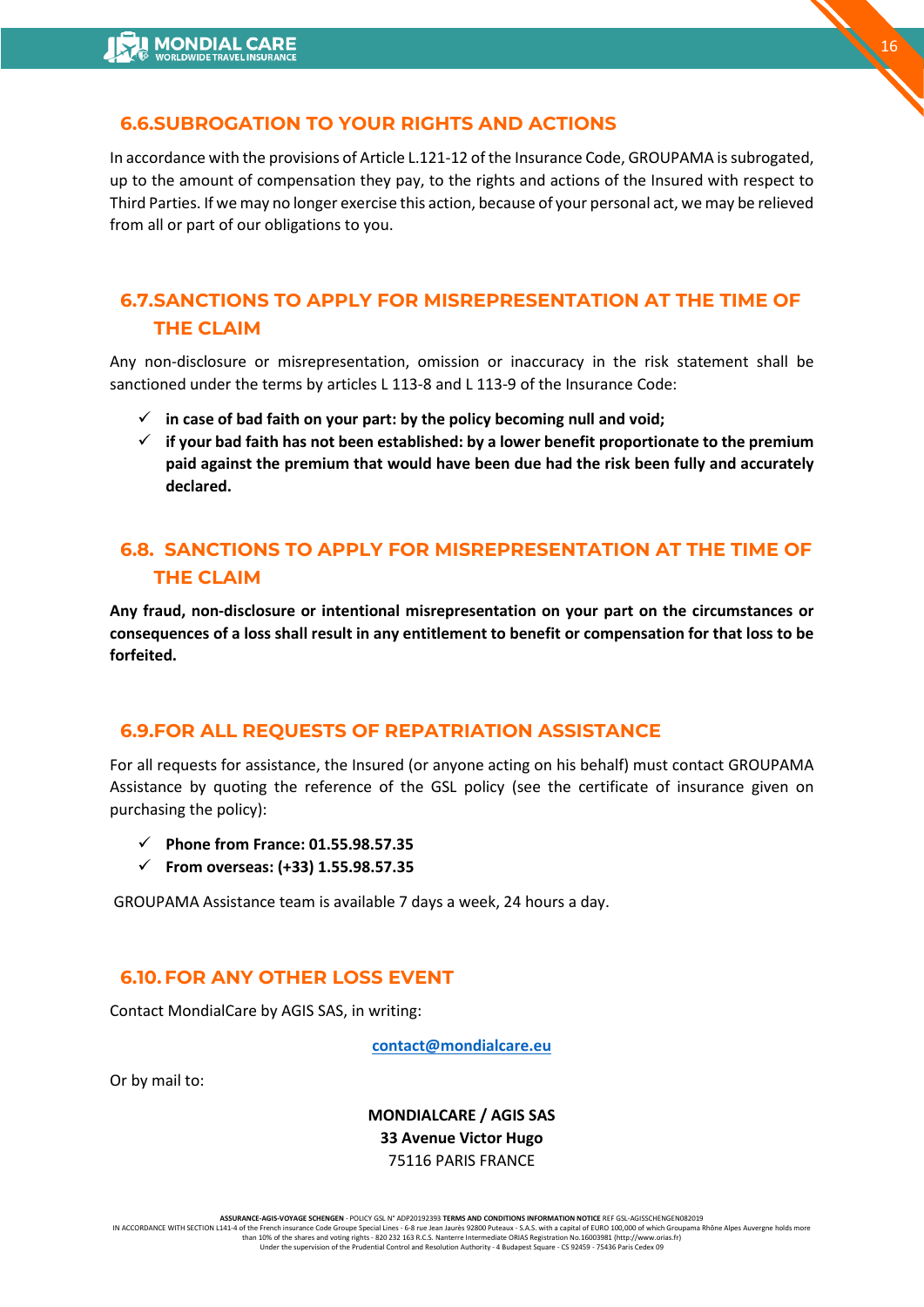## 6.6.SUBROGATION TO YOUR RIGHTS AND ACTIONS

In accordance with the provisions of Article L.121-12 of the Insurance Code, GROUPAMA is subrogated, up to the amount of compensation they pay, to the rights and actions of the Insured with respect to Third Parties. If we may no longer exercise this action, because of your personal act, we may be relieved from all or part of our obligations to you.

## 6.7.SANCTIONS TO APPLY FOR MISREPRESENTATION AT THE TIME OF THE CLAIM

Any non-disclosure or misrepresentation, omission or inaccuracy in the risk statement shall be sanctioned under the terms by articles L 113-8 and L 113-9 of the Insurance Code:

- ✓ **in case of bad faith on your part: by the policy becoming null and void;**
- ✓ **if your bad faith has not been established: by a lower benefit proportionate to the premium paid against the premium that would have been due had the risk been fully and accurately declared.**

## 6.8. SANCTIONS TO APPLY FOR MISREPRESENTATION AT THE TIME OF THE CLAIM

**Any fraud, non-disclosure or intentional misrepresentation on your part on the circumstances or consequences of a loss shall result in any entitlement to benefit or compensation for that loss to be forfeited.**

## 6.9.FOR ALL REQUESTS OF REPATRIATION ASSISTANCE

For all requests for assistance, the Insured (or anyone acting on his behalf) must contact GROUPAMA Assistance by quoting the reference of the GSL policy (see the certificate of insurance given on purchasing the policy):

- ✓ **Phone from France: 01.55.98.57.35**
- ✓ **From overseas: (+33) 1.55.98.57.35**

GROUPAMA Assistance team is available 7 days a week, 24 hours a day.

## 6.10. FOR ANY OTHER LOSS EVENT

Contact MondialCare by AGIS SAS, in writing:

contact@mondialcare.eu

Or by mail to:

**MONDIALCARE / AGIS SAS**
**33 Avenue Victor Hugo**
75116 PARIS FRANCE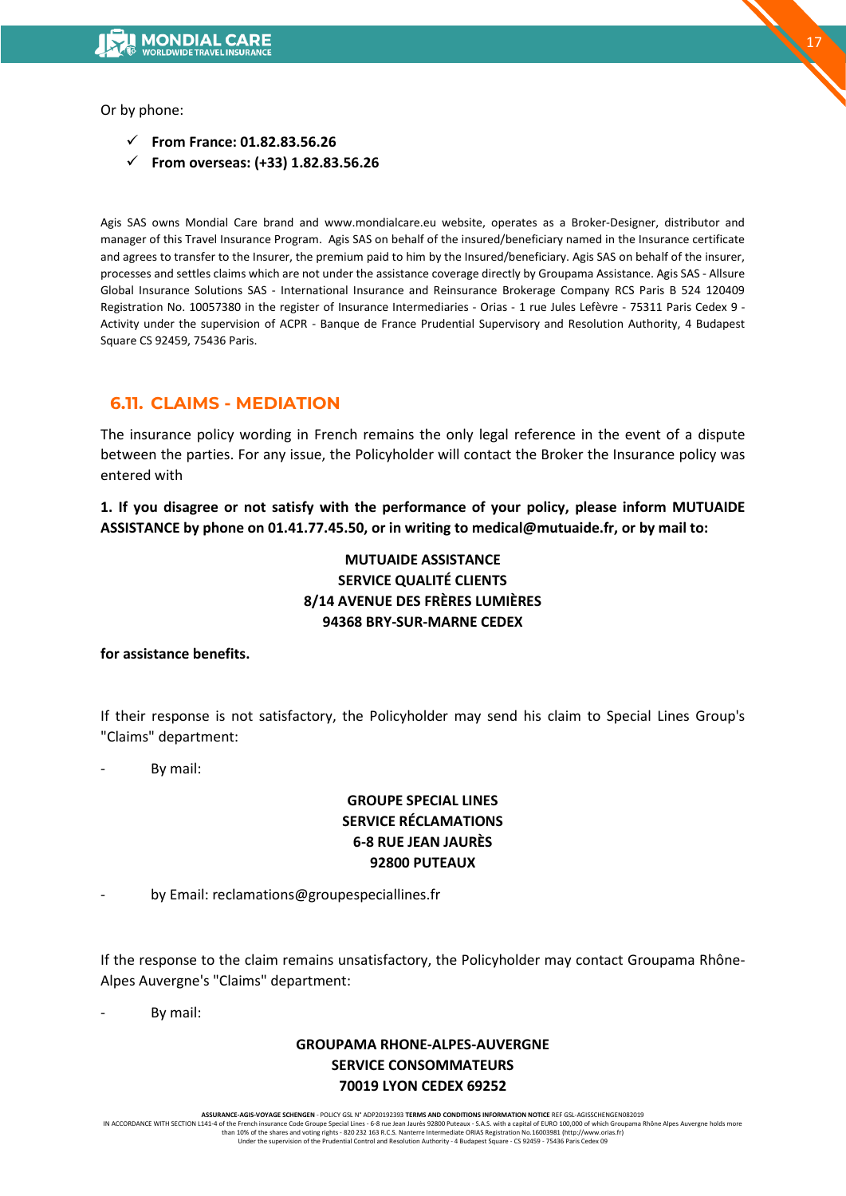Or by phone:

- ✓ **From France: 01.82.83.56.26**
- ✓ **From overseas: (+33) 1.82.83.56.26**

Agis SAS owns Mondial Care brand and www.mondialcare.eu website, operates as a Broker-Designer, distributor and manager of this Travel Insurance Program. Agis SAS on behalf of the insured/beneficiary named in the Insurance certificate and agrees to transfer to the Insurer, the premium paid to him by the Insured/beneficiary. Agis SAS on behalf of the insurer, processes and settles claims which are not under the assistance coverage directly by Groupama Assistance. Agis SAS - Allsure Global Insurance Solutions SAS - International Insurance and Reinsurance Brokerage Company RCS Paris B 524 120409 Registration No. 10057380 in the register of Insurance Intermediaries - Orias - 1 rue Jules Lefèvre - 75311 Paris Cedex 9 - Activity under the supervision of ACPR - Banque de France Prudential Supervisory and Resolution Authority, 4 Budapest Square CS 92459, 75436 Paris.

## 6.11. CLAIMS - MEDIATION

The insurance policy wording in French remains the only legal reference in the event of a dispute between the parties. For any issue, the Policyholder will contact the Broker the Insurance policy was entered with

**1. If you disagree or not satisfy with the performance of your policy, please inform MUTUAIDE ASSISTANCE by phone on 01.41.77.45.50, or in writing to medical@mutuaide.fr, or by mail to:**

**MUTUAIDE ASSISTANCE**
**SERVICE QUALITÉ CLIENTS**
**8/14 AVENUE DES FRÈRES LUMIÈRES**
**94368 BRY-SUR-MARNE CEDEX**

**for assistance benefits.**

If their response is not satisfactory, the Policyholder may send his claim to Special Lines Group's "Claims" department:

- By mail:

**GROUPE SPECIAL LINES**
**SERVICE RÉCLAMATIONS**
**6-8 RUE JEAN JAURÈS**
**92800 PUTEAUX**

- by Email: reclamations@groupespeciallines.fr

If the response to the claim remains unsatisfactory, the Policyholder may contact Groupama Rhône-Alpes Auvergne's "Claims" department:

- By mail:

**GROUPAMA RHONE-ALPES-AUVERGNE**
**SERVICE CONSOMMATEURS**
**70019 LYON CEDEX 69252**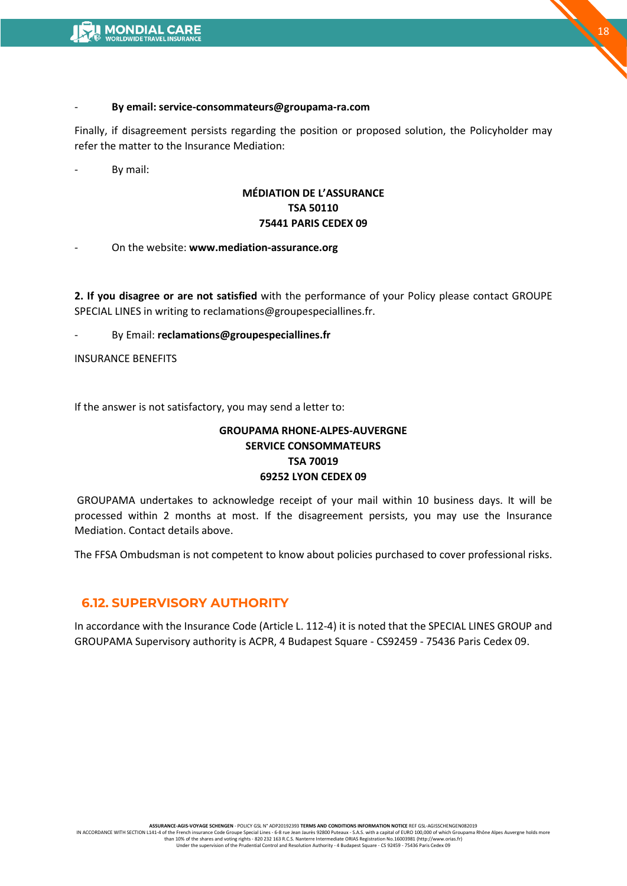- **By email: service-consommateurs@groupama-ra.com**

Finally, if disagreement persists regarding the position or proposed solution, the Policyholder may refer the matter to the Insurance Mediation:

- By mail:

**MÉDIATION DE L'ASSURANCE**
**TSA 50110**
**75441 PARIS CEDEX 09**

- On the website: **www.mediation-assurance.org**

**2. If you disagree or are not satisfied** with the performance of your Policy please contact GROUPE SPECIAL LINES in writing to reclamations@groupespeciallines.fr.

- By Email: **reclamations@groupespeciallines.fr**

INSURANCE BENEFITS

If the answer is not satisfactory, you may send a letter to:

**GROUPAMA RHONE-ALPES-AUVERGNE**
**SERVICE CONSOMMATEURS**
**TSA 70019**
**69252 LYON CEDEX 09**

GROUPAMA undertakes to acknowledge receipt of your mail within 10 business days. It will be processed within 2 months at most. If the disagreement persists, you may use the Insurance Mediation. Contact details above.

The FFSA Ombudsman is not competent to know about policies purchased to cover professional risks.

## 6.12. SUPERVISORY AUTHORITY

In accordance with the Insurance Code (Article L. 112-4) it is noted that the SPECIAL LINES GROUP and GROUPAMA Supervisory authority is ACPR, 4 Budapest Square - CS92459 - 75436 Paris Cedex 09.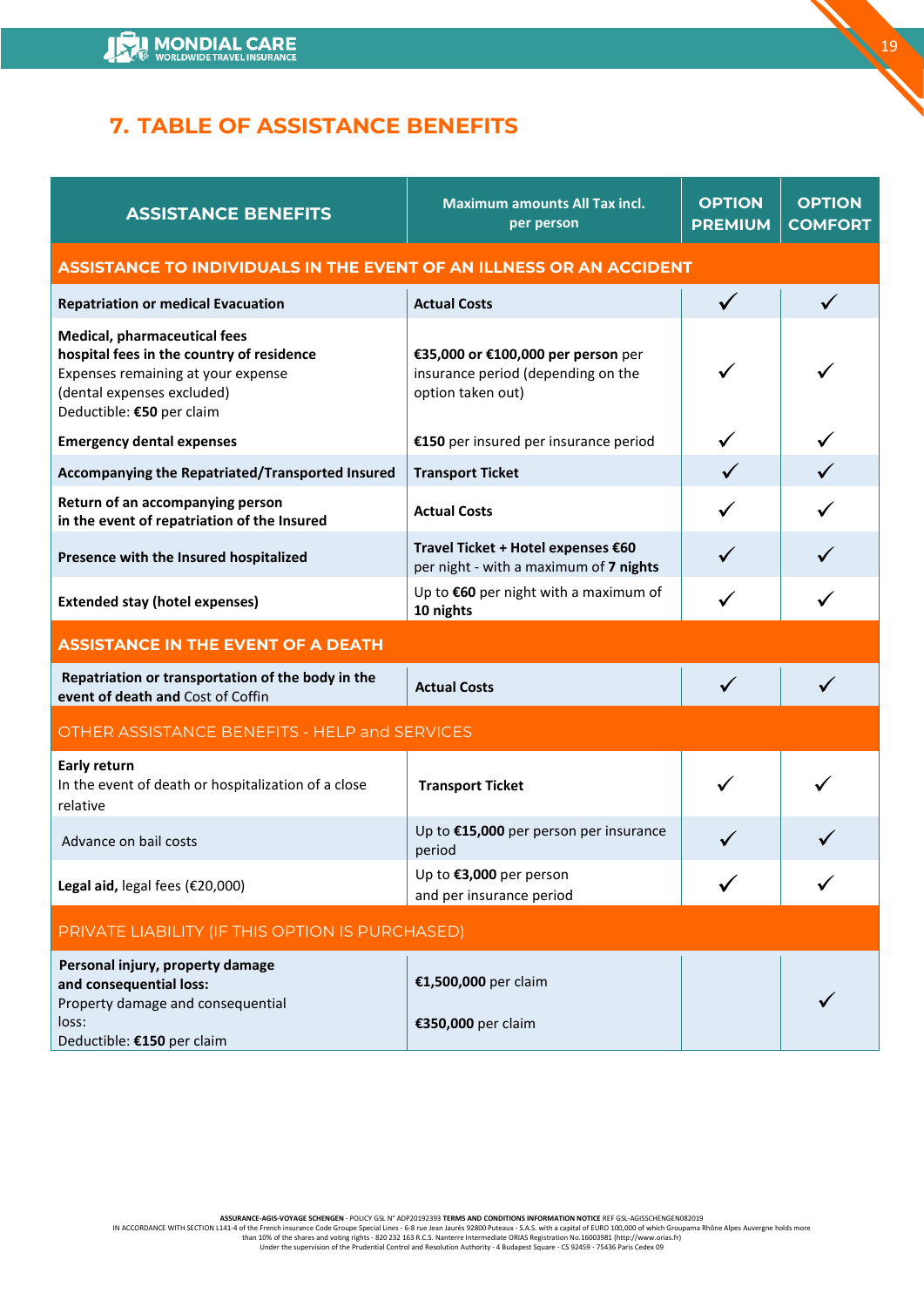## 7. TABLE OF ASSISTANCE BENEFITS

| ASSISTANCE BENEFITS | Maximum amounts All Tax incl. per person | OPTION PREMIUM | OPTION COMFORT |
|---|---|---|---|
| **ASSISTANCE TO INDIVIDUALS IN THE EVENT OF AN ILLNESS OR AN ACCIDENT** | | | |
| **Repatriation or medical Evacuation** | **Actual Costs** | ✓ | ✓ |
| **Medical, pharmaceutical fees hospital fees in the country of residence** Expenses remaining at your expense (dental expenses excluded) Deductible: **€50** per claim | **€35,000 or €100,000 per person** per insurance period (depending on the option taken out) | ✓ | ✓ |
| **Emergency dental expenses** | **€150** per insured per insurance period | ✓ | ✓ |
| **Accompanying the Repatriated/Transported Insured** | **Transport Ticket** | ✓ | ✓ |
| **Return of an accompanying person in the event of repatriation of the Insured** | **Actual Costs** | ✓ | ✓ |
| **Presence with the Insured hospitalized** | **Travel Ticket + Hotel expenses €60** per night - with a maximum of **7 nights** | ✓ | ✓ |
| **Extended stay (hotel expenses)** | Up to **€60** per night with a maximum of **10 nights** | ✓ | ✓ |
| **ASSISTANCE IN THE EVENT OF A DEATH** | | | |
| **Repatriation or transportation of the body in the event of death and** Cost of Coffin | **Actual Costs** | ✓ | ✓ |
| OTHER ASSISTANCE BENEFITS - HELP and SERVICES | | | |
| **Early return** In the event of death or hospitalization of a close relative | **Transport Ticket** | ✓ | ✓ |
| Advance on bail costs | Up to **€15,000** per person per insurance period | ✓ | ✓ |
| **Legal aid,** legal fees (€20,000) | Up to **€3,000** per person and per insurance period | ✓ | ✓ |
| PRIVATE LIABILITY (IF THIS OPTION IS PURCHASED) | | | |
| **Personal injury, property damage and consequential loss:** Property damage and consequential loss: Deductible: **€150** per claim | **€1,500,000** per claim<br>**€350,000** per claim | | ✓ |

**ASSURANCE-AGIS-VOYAGE SCHENGEN** - POLICY GSL N° ADP20192393 **TERMS AND CONDITIONS INFORMATION NOTICE** REF GSL-AGISSCHENGEN082019
IN ACCORDANCE WITH SECTION L141-4 of the French insurance Code Groupe Special Lines - 6-8 rue Jean Jaurès 92800 Puteaux - S.A.S. with a capital of EURO 100,000 of which Groupama Rhône Alpes Auvergne holds more than 10% of the shares and voting rights - 820 232 163 R.C.S. Nanterre Intermediate ORIAS Registration No.16003981 (http://www.orias.fr)
Under the supervision of the Prudential Control and Resolution Authority - 4 Budapest Square - CS 92459 - 75436 Paris Cedex 09